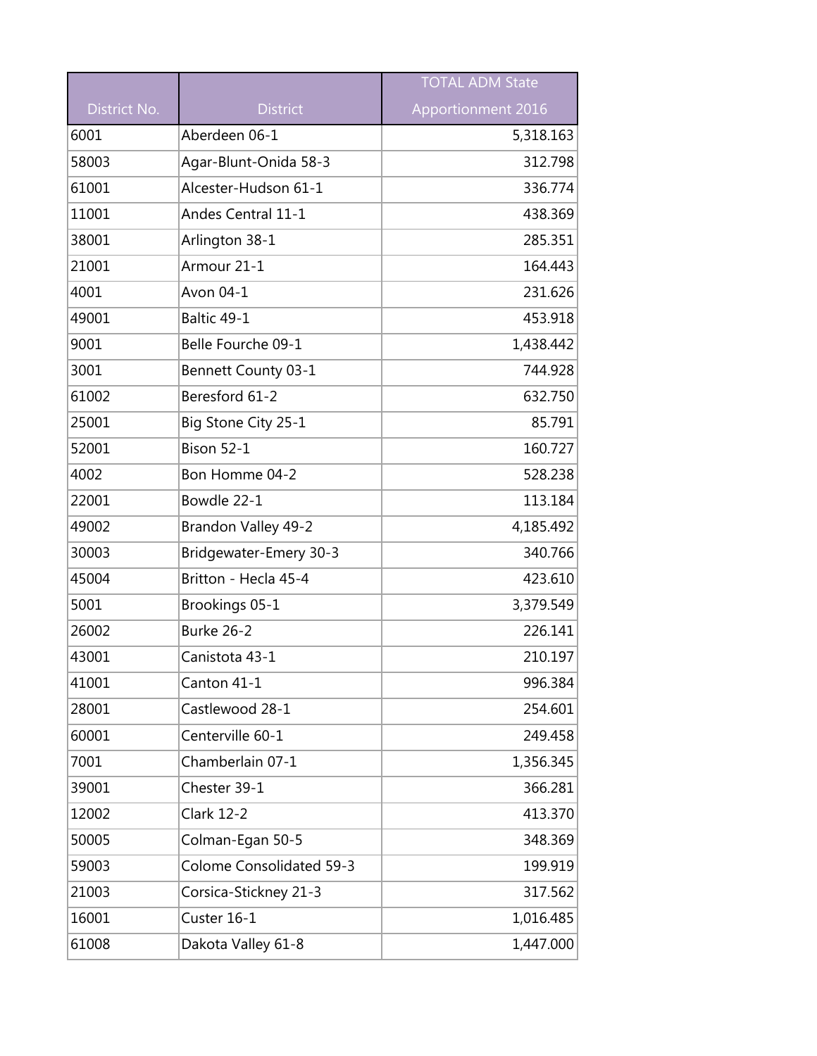| District No. | District | TOTAL ADM State Apportionment 2016 |
| --- | --- | --- |
| 6001 | Aberdeen 06-1 | 5,318.163 |
| 58003 | Agar-Blunt-Onida 58-3 | 312.798 |
| 61001 | Alcester-Hudson 61-1 | 336.774 |
| 11001 | Andes Central 11-1 | 438.369 |
| 38001 | Arlington 38-1 | 285.351 |
| 21001 | Armour 21-1 | 164.443 |
| 4001 | Avon 04-1 | 231.626 |
| 49001 | Baltic 49-1 | 453.918 |
| 9001 | Belle Fourche 09-1 | 1,438.442 |
| 3001 | Bennett County 03-1 | 744.928 |
| 61002 | Beresford 61-2 | 632.750 |
| 25001 | Big Stone City 25-1 | 85.791 |
| 52001 | Bison 52-1 | 160.727 |
| 4002 | Bon Homme 04-2 | 528.238 |
| 22001 | Bowdle 22-1 | 113.184 |
| 49002 | Brandon Valley 49-2 | 4,185.492 |
| 30003 | Bridgewater-Emery 30-3 | 340.766 |
| 45004 | Britton - Hecla 45-4 | 423.610 |
| 5001 | Brookings 05-1 | 3,379.549 |
| 26002 | Burke 26-2 | 226.141 |
| 43001 | Canistota 43-1 | 210.197 |
| 41001 | Canton 41-1 | 996.384 |
| 28001 | Castlewood 28-1 | 254.601 |
| 60001 | Centerville 60-1 | 249.458 |
| 7001 | Chamberlain 07-1 | 1,356.345 |
| 39001 | Chester 39-1 | 366.281 |
| 12002 | Clark 12-2 | 413.370 |
| 50005 | Colman-Egan 50-5 | 348.369 |
| 59003 | Colome Consolidated 59-3 | 199.919 |
| 21003 | Corsica-Stickney 21-3 | 317.562 |
| 16001 | Custer 16-1 | 1,016.485 |
| 61008 | Dakota Valley 61-8 | 1,447.000 |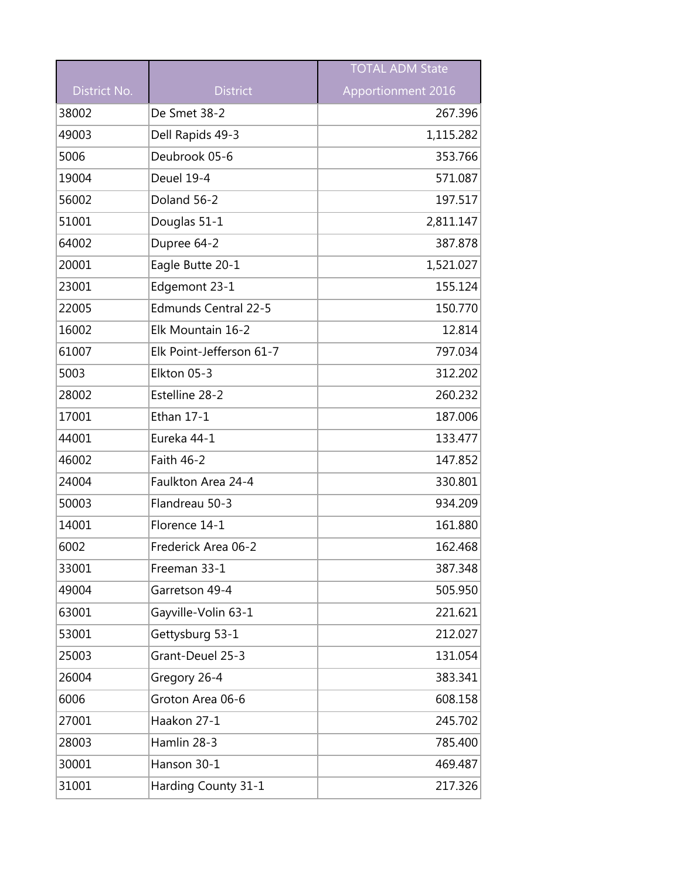| District No. | District | TOTAL ADM State Apportionment 2016 |
|---|---|---|
| 38002 | De Smet 38-2 | 267.396 |
| 49003 | Dell Rapids 49-3 | 1,115.282 |
| 5006 | Deubrook 05-6 | 353.766 |
| 19004 | Deuel 19-4 | 571.087 |
| 56002 | Doland 56-2 | 197.517 |
| 51001 | Douglas 51-1 | 2,811.147 |
| 64002 | Dupree 64-2 | 387.878 |
| 20001 | Eagle Butte 20-1 | 1,521.027 |
| 23001 | Edgemont 23-1 | 155.124 |
| 22005 | Edmunds Central 22-5 | 150.770 |
| 16002 | Elk Mountain 16-2 | 12.814 |
| 61007 | Elk Point-Jefferson 61-7 | 797.034 |
| 5003 | Elkton 05-3 | 312.202 |
| 28002 | Estelline 28-2 | 260.232 |
| 17001 | Ethan 17-1 | 187.006 |
| 44001 | Eureka 44-1 | 133.477 |
| 46002 | Faith 46-2 | 147.852 |
| 24004 | Faulkton Area 24-4 | 330.801 |
| 50003 | Flandreau 50-3 | 934.209 |
| 14001 | Florence 14-1 | 161.880 |
| 6002 | Frederick Area 06-2 | 162.468 |
| 33001 | Freeman 33-1 | 387.348 |
| 49004 | Garretson 49-4 | 505.950 |
| 63001 | Gayville-Volin 63-1 | 221.621 |
| 53001 | Gettysburg 53-1 | 212.027 |
| 25003 | Grant-Deuel 25-3 | 131.054 |
| 26004 | Gregory 26-4 | 383.341 |
| 6006 | Groton Area 06-6 | 608.158 |
| 27001 | Haakon 27-1 | 245.702 |
| 28003 | Hamlin 28-3 | 785.400 |
| 30001 | Hanson 30-1 | 469.487 |
| 31001 | Harding County 31-1 | 217.326 |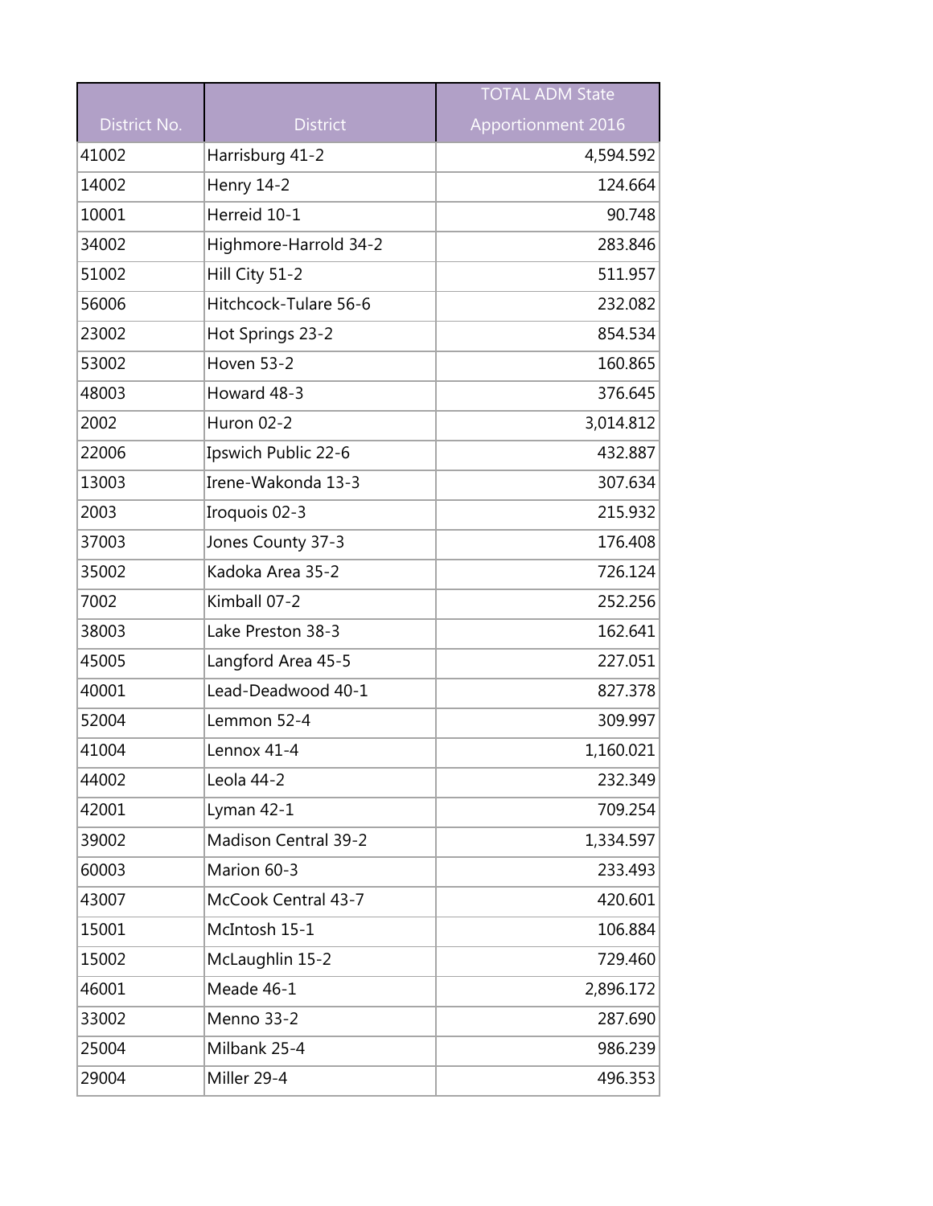| District No. | District | TOTAL ADM State Apportionment 2016 |
|---|---|---|
| 41002 | Harrisburg 41-2 | 4,594.592 |
| 14002 | Henry 14-2 | 124.664 |
| 10001 | Herreid 10-1 | 90.748 |
| 34002 | Highmore-Harrold 34-2 | 283.846 |
| 51002 | Hill City 51-2 | 511.957 |
| 56006 | Hitchcock-Tulare 56-6 | 232.082 |
| 23002 | Hot Springs 23-2 | 854.534 |
| 53002 | Hoven 53-2 | 160.865 |
| 48003 | Howard 48-3 | 376.645 |
| 2002 | Huron 02-2 | 3,014.812 |
| 22006 | Ipswich Public 22-6 | 432.887 |
| 13003 | Irene-Wakonda 13-3 | 307.634 |
| 2003 | Iroquois 02-3 | 215.932 |
| 37003 | Jones County 37-3 | 176.408 |
| 35002 | Kadoka Area 35-2 | 726.124 |
| 7002 | Kimball 07-2 | 252.256 |
| 38003 | Lake Preston 38-3 | 162.641 |
| 45005 | Langford Area 45-5 | 227.051 |
| 40001 | Lead-Deadwood 40-1 | 827.378 |
| 52004 | Lemmon 52-4 | 309.997 |
| 41004 | Lennox 41-4 | 1,160.021 |
| 44002 | Leola 44-2 | 232.349 |
| 42001 | Lyman 42-1 | 709.254 |
| 39002 | Madison Central 39-2 | 1,334.597 |
| 60003 | Marion 60-3 | 233.493 |
| 43007 | McCook Central 43-7 | 420.601 |
| 15001 | McIntosh 15-1 | 106.884 |
| 15002 | McLaughlin 15-2 | 729.460 |
| 46001 | Meade 46-1 | 2,896.172 |
| 33002 | Menno 33-2 | 287.690 |
| 25004 | Milbank 25-4 | 986.239 |
| 29004 | Miller 29-4 | 496.353 |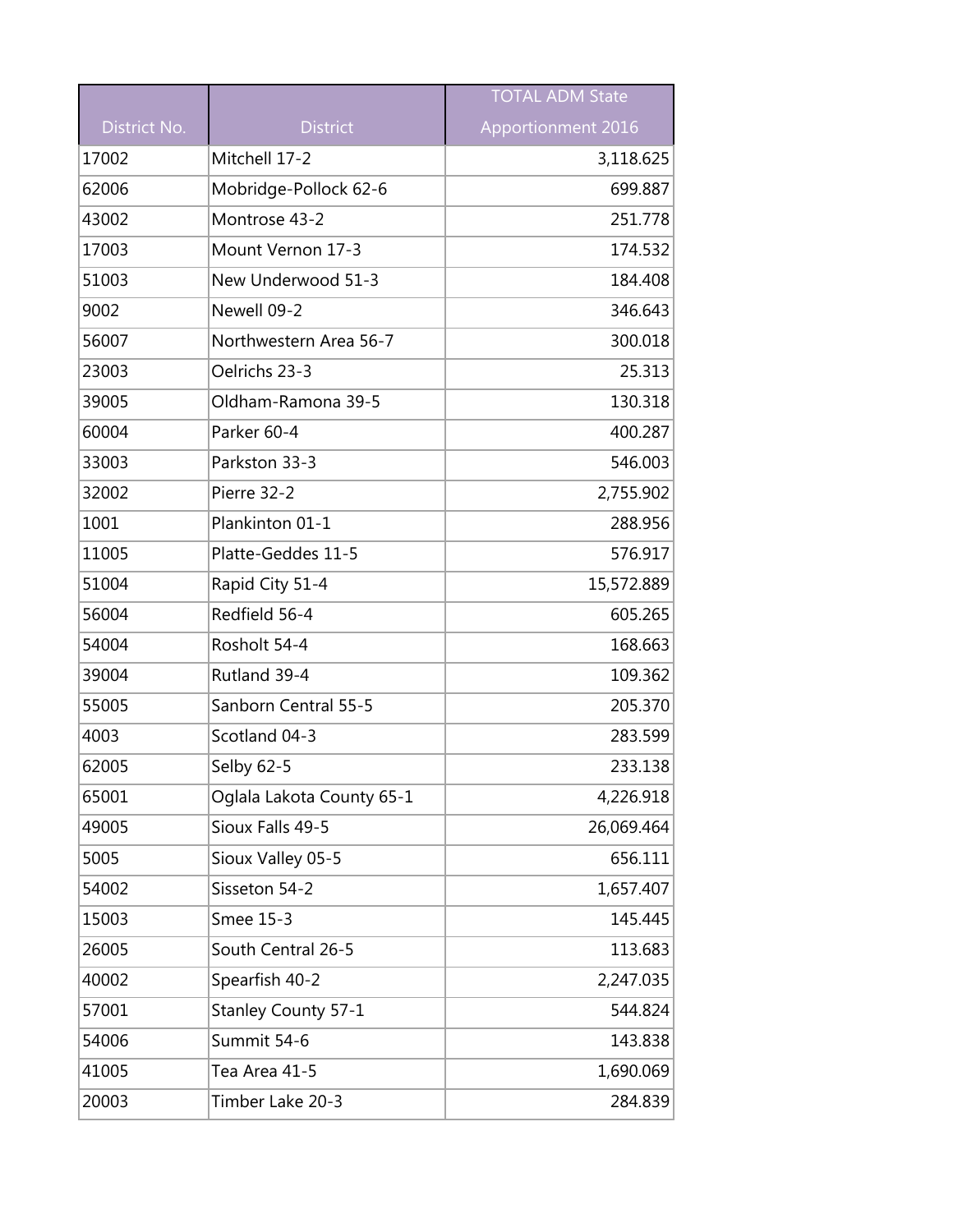| District No. | District | TOTAL ADM State Apportionment 2016 |
|---|---|---|
| 17002 | Mitchell 17-2 | 3,118.625 |
| 62006 | Mobridge-Pollock 62-6 | 699.887 |
| 43002 | Montrose 43-2 | 251.778 |
| 17003 | Mount Vernon 17-3 | 174.532 |
| 51003 | New Underwood 51-3 | 184.408 |
| 9002 | Newell 09-2 | 346.643 |
| 56007 | Northwestern Area 56-7 | 300.018 |
| 23003 | Oelrichs 23-3 | 25.313 |
| 39005 | Oldham-Ramona 39-5 | 130.318 |
| 60004 | Parker 60-4 | 400.287 |
| 33003 | Parkston 33-3 | 546.003 |
| 32002 | Pierre 32-2 | 2,755.902 |
| 1001 | Plankinton 01-1 | 288.956 |
| 11005 | Platte-Geddes 11-5 | 576.917 |
| 51004 | Rapid City 51-4 | 15,572.889 |
| 56004 | Redfield 56-4 | 605.265 |
| 54004 | Rosholt 54-4 | 168.663 |
| 39004 | Rutland 39-4 | 109.362 |
| 55005 | Sanborn Central 55-5 | 205.370 |
| 4003 | Scotland 04-3 | 283.599 |
| 62005 | Selby 62-5 | 233.138 |
| 65001 | Oglala Lakota County 65-1 | 4,226.918 |
| 49005 | Sioux Falls 49-5 | 26,069.464 |
| 5005 | Sioux Valley 05-5 | 656.111 |
| 54002 | Sisseton 54-2 | 1,657.407 |
| 15003 | Smee 15-3 | 145.445 |
| 26005 | South Central 26-5 | 113.683 |
| 40002 | Spearfish 40-2 | 2,247.035 |
| 57001 | Stanley County 57-1 | 544.824 |
| 54006 | Summit 54-6 | 143.838 |
| 41005 | Tea Area 41-5 | 1,690.069 |
| 20003 | Timber Lake 20-3 | 284.839 |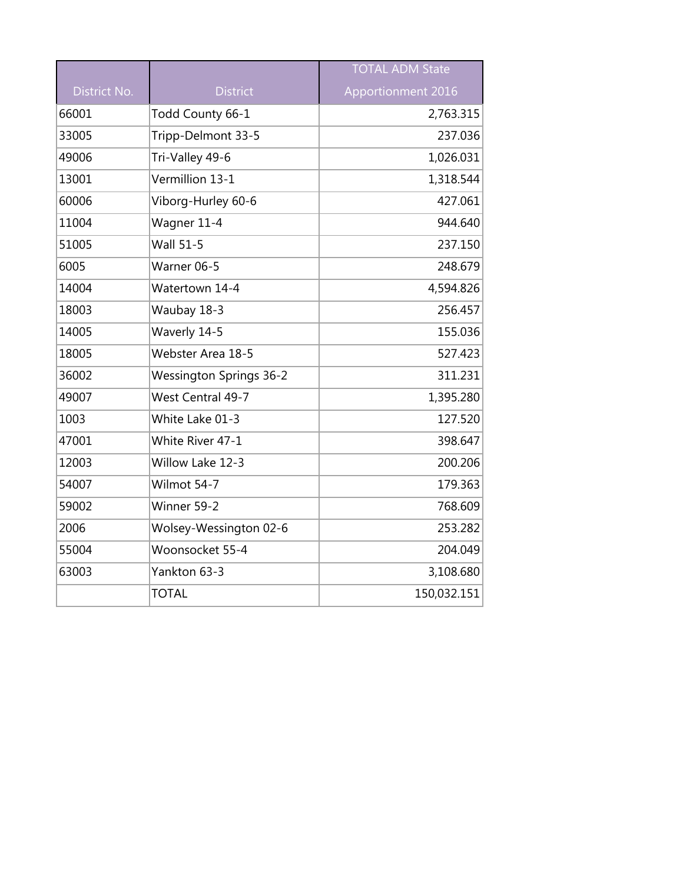| District No. | District | TOTAL ADM State Apportionment 2016 |
|---|---|---|
| 66001 | Todd County 66-1 | 2,763.315 |
| 33005 | Tripp-Delmont 33-5 | 237.036 |
| 49006 | Tri-Valley 49-6 | 1,026.031 |
| 13001 | Vermillion 13-1 | 1,318.544 |
| 60006 | Viborg-Hurley 60-6 | 427.061 |
| 11004 | Wagner 11-4 | 944.640 |
| 51005 | Wall 51-5 | 237.150 |
| 6005 | Warner 06-5 | 248.679 |
| 14004 | Watertown 14-4 | 4,594.826 |
| 18003 | Waubay 18-3 | 256.457 |
| 14005 | Waverly 14-5 | 155.036 |
| 18005 | Webster Area 18-5 | 527.423 |
| 36002 | Wessington Springs 36-2 | 311.231 |
| 49007 | West Central 49-7 | 1,395.280 |
| 1003 | White Lake 01-3 | 127.520 |
| 47001 | White River 47-1 | 398.647 |
| 12003 | Willow Lake 12-3 | 200.206 |
| 54007 | Wilmot 54-7 | 179.363 |
| 59002 | Winner 59-2 | 768.609 |
| 2006 | Wolsey-Wessington 02-6 | 253.282 |
| 55004 | Woonsocket 55-4 | 204.049 |
| 63003 | Yankton 63-3 | 3,108.680 |
| | TOTAL | 150,032.151 |